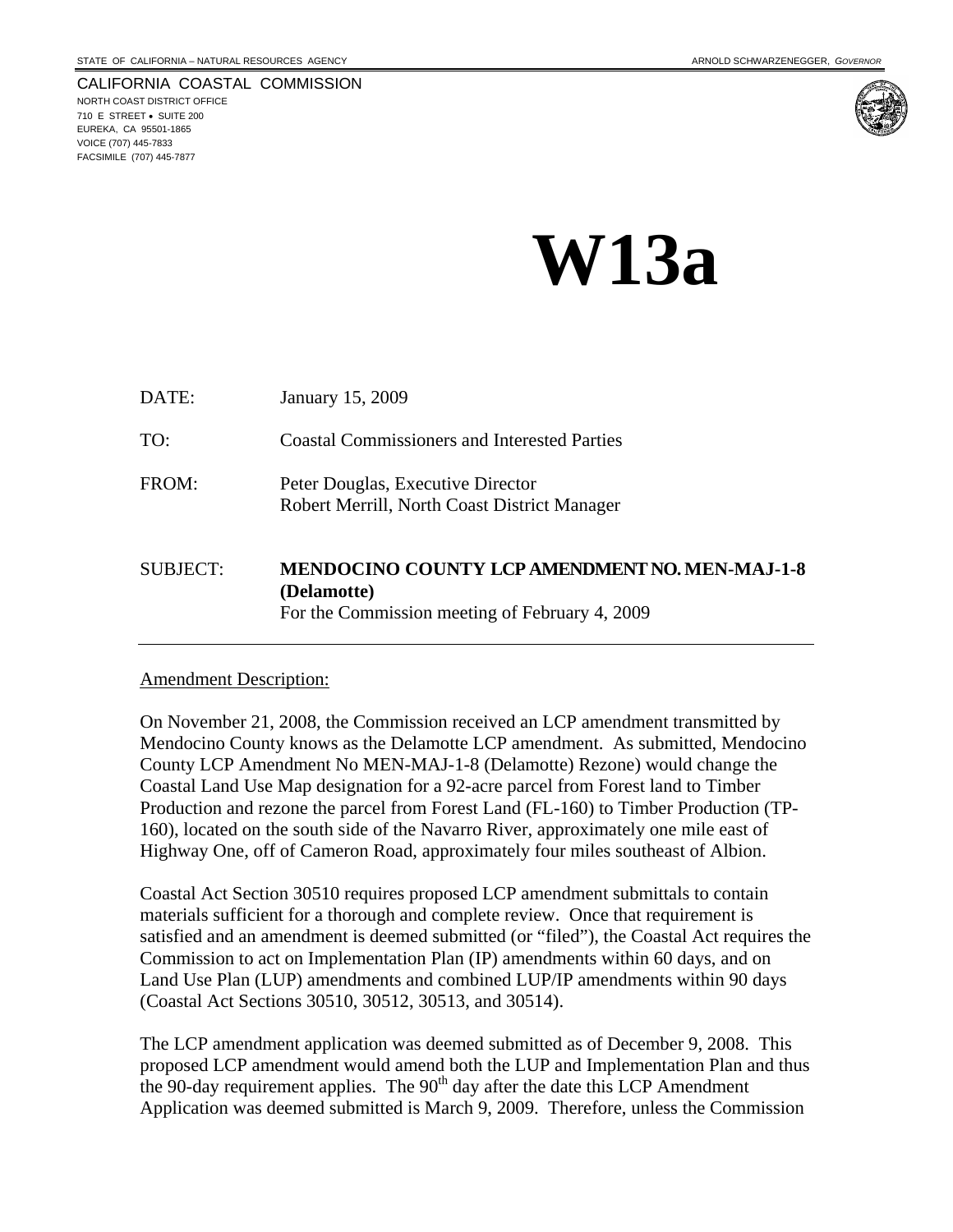STATE OF CALIFORNIA – NATURAL RESOURCES AGENCY ARNOLD SCHWARZENEGGER, *GOVERNOR*

CALIFORNIA COASTAL COMMISSION
NORTH COAST DISTRICT OFFICE
710 E STREET • SUITE 200
EUREKA, CA 95501-1865
VOICE (707) 445-7833
FACSIMILE (707) 445-7877

# W13a

DATE: January 15, 2009

TO: Coastal Commissioners and Interested Parties

FROM: Peter Douglas, Executive Director
Robert Merrill, North Coast District Manager

SUBJECT: **MENDOCINO COUNTY LCP AMENDMENT NO. MEN-MAJ-1-8 (Delamotte)**
For the Commission meeting of February 4, 2009

---

Amendment Description:

On November 21, 2008, the Commission received an LCP amendment transmitted by Mendocino County knows as the Delamotte LCP amendment. As submitted, Mendocino County LCP Amendment No MEN-MAJ-1-8 (Delamotte) Rezone) would change the Coastal Land Use Map designation for a 92-acre parcel from Forest land to Timber Production and rezone the parcel from Forest Land (FL-160) to Timber Production (TP-160), located on the south side of the Navarro River, approximately one mile east of Highway One, off of Cameron Road, approximately four miles southeast of Albion.

Coastal Act Section 30510 requires proposed LCP amendment submittals to contain materials sufficient for a thorough and complete review. Once that requirement is satisfied and an amendment is deemed submitted (or "filed"), the Coastal Act requires the Commission to act on Implementation Plan (IP) amendments within 60 days, and on Land Use Plan (LUP) amendments and combined LUP/IP amendments within 90 days (Coastal Act Sections 30510, 30512, 30513, and 30514).

The LCP amendment application was deemed submitted as of December 9, 2008. This proposed LCP amendment would amend both the LUP and Implementation Plan and thus the 90-day requirement applies. The 90th day after the date this LCP Amendment Application was deemed submitted is March 9, 2009. Therefore, unless the Commission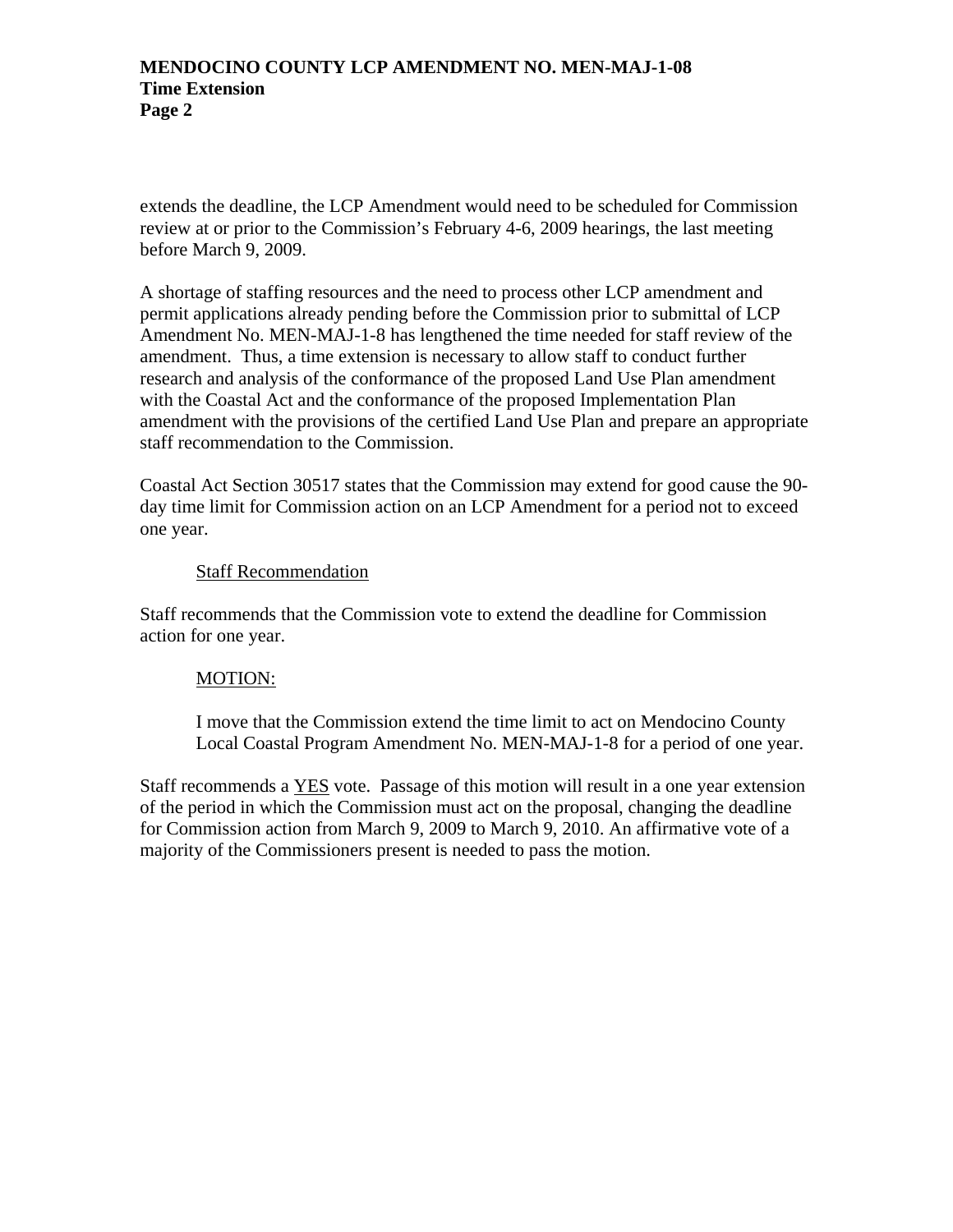extends the deadline, the LCP Amendment would need to be scheduled for Commission review at or prior to the Commission's February 4-6, 2009 hearings, the last meeting before March 9, 2009.

A shortage of staffing resources and the need to process other LCP amendment and permit applications already pending before the Commission prior to submittal of LCP Amendment No. MEN-MAJ-1-8 has lengthened the time needed for staff review of the amendment. Thus, a time extension is necessary to allow staff to conduct further research and analysis of the conformance of the proposed Land Use Plan amendment with the Coastal Act and the conformance of the proposed Implementation Plan amendment with the provisions of the certified Land Use Plan and prepare an appropriate staff recommendation to the Commission.

Coastal Act Section 30517 states that the Commission may extend for good cause the 90-day time limit for Commission action on an LCP Amendment for a period not to exceed one year.

<u>Staff Recommendation</u>

Staff recommends that the Commission vote to extend the deadline for Commission action for one year.

<u>MOTION:</u>

> I move that the Commission extend the time limit to act on Mendocino County Local Coastal Program Amendment No. MEN-MAJ-1-8 for a period of one year.

Staff recommends a <u>YES</u> vote. Passage of this motion will result in a one year extension of the period in which the Commission must act on the proposal, changing the deadline for Commission action from March 9, 2009 to March 9, 2010. An affirmative vote of a majority of the Commissioners present is needed to pass the motion.